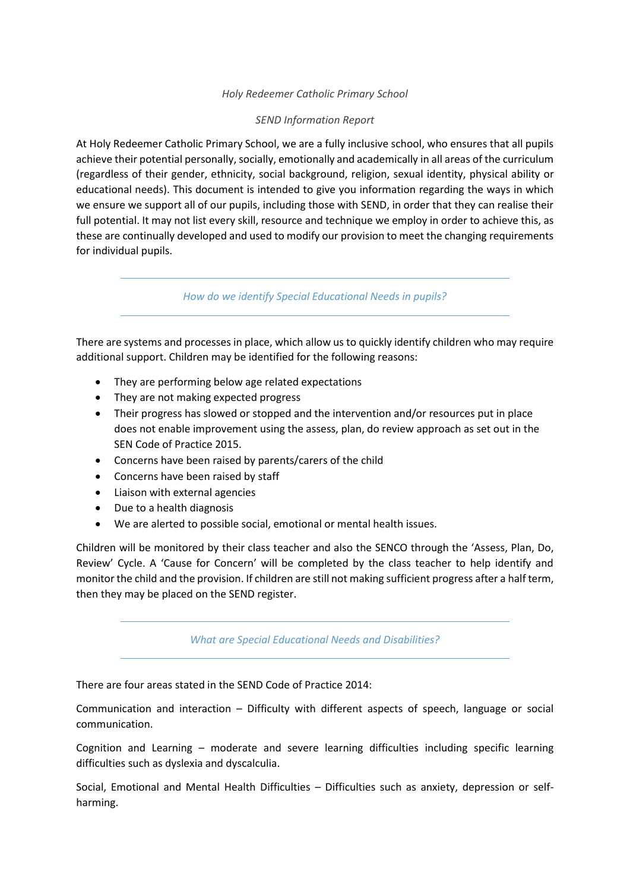*Holy Redeemer Catholic Primary School*

*SEND Information Report*

At Holy Redeemer Catholic Primary School, we are a fully inclusive school, who ensures that all pupils achieve their potential personally, socially, emotionally and academically in all areas of the curriculum (regardless of their gender, ethnicity, social background, religion, sexual identity, physical ability or educational needs). This document is intended to give you information regarding the ways in which we ensure we support all of our pupils, including those with SEND, in order that they can realise their full potential. It may not list every skill, resource and technique we employ in order to achieve this, as these are continually developed and used to modify our provision to meet the changing requirements for individual pupils.

## *How do we identify Special Educational Needs in pupils?*

There are systems and processes in place, which allow us to quickly identify children who may require additional support. Children may be identified for the following reasons:

- They are performing below age related expectations
- They are not making expected progress
- Their progress has slowed or stopped and the intervention and/or resources put in place does not enable improvement using the assess, plan, do review approach as set out in the SEN Code of Practice 2015.
- Concerns have been raised by parents/carers of the child
- Concerns have been raised by staff
- Liaison with external agencies
- Due to a health diagnosis
- We are alerted to possible social, emotional or mental health issues.

Children will be monitored by their class teacher and also the SENCO through the 'Assess, Plan, Do, Review' Cycle. A 'Cause for Concern' will be completed by the class teacher to help identify and monitor the child and the provision. If children are still not making sufficient progress after a half term, then they may be placed on the SEND register.

## *What are Special Educational Needs and Disabilities?*

There are four areas stated in the SEND Code of Practice 2014:

Communication and interaction – Difficulty with different aspects of speech, language or social communication.

Cognition and Learning – moderate and severe learning difficulties including specific learning difficulties such as dyslexia and dyscalculia.

Social, Emotional and Mental Health Difficulties – Difficulties such as anxiety, depression or self-harming.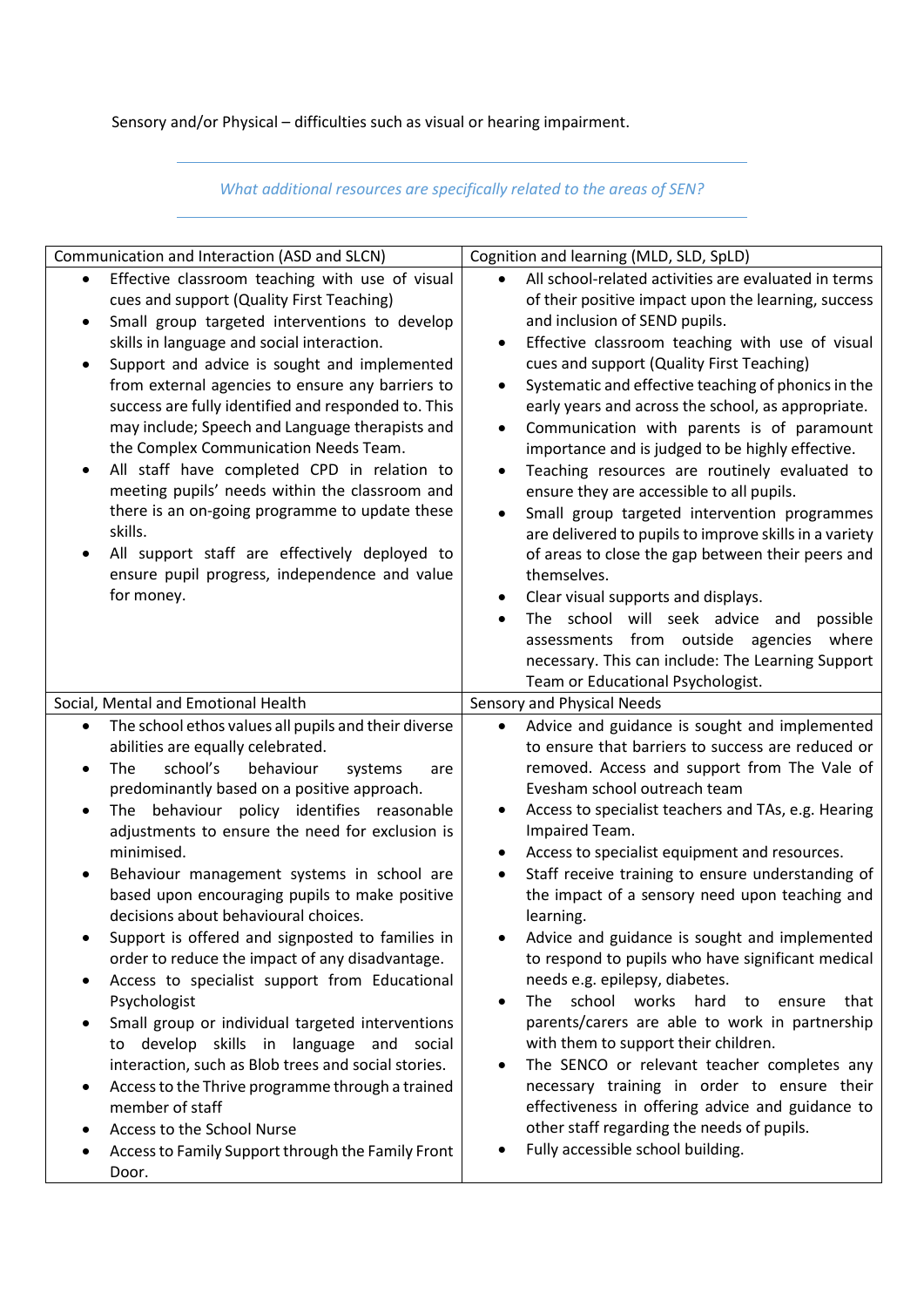Sensory and/or Physical – difficulties such as visual or hearing impairment.

---

*What additional resources are specifically related to the areas of SEN?*

---

| Communication and Interaction (ASD and SLCN) | Cognition and learning (MLD, SLD, SpLD) |
|---|---|
| • Effective classroom teaching with use of visual cues and support (Quality First Teaching)<br>• Small group targeted interventions to develop skills in language and social interaction.<br>• Support and advice is sought and implemented from external agencies to ensure any barriers to success are fully identified and responded to. This may include; Speech and Language therapists and the Complex Communication Needs Team.<br>• All staff have completed CPD in relation to meeting pupils' needs within the classroom and there is an on-going programme to update these skills.<br>• All support staff are effectively deployed to ensure pupil progress, independence and value for money. | • All school-related activities are evaluated in terms of their positive impact upon the learning, success and inclusion of SEND pupils.<br>• Effective classroom teaching with use of visual cues and support (Quality First Teaching)<br>• Systematic and effective teaching of phonics in the early years and across the school, as appropriate.<br>• Communication with parents is of paramount importance and is judged to be highly effective.<br>• Teaching resources are routinely evaluated to ensure they are accessible to all pupils.<br>• Small group targeted intervention programmes are delivered to pupils to improve skills in a variety of areas to close the gap between their peers and themselves.<br>• Clear visual supports and displays.<br>• The school will seek advice and possible assessments from outside agencies where necessary. This can include: The Learning Support Team or Educational Psychologist. |
| **Social, Mental and Emotional Health** | **Sensory and Physical Needs** |
| • The school ethos values all pupils and their diverse abilities are equally celebrated.<br>• The school's behaviour systems are predominantly based on a positive approach.<br>• The behaviour policy identifies reasonable adjustments to ensure the need for exclusion is minimised.<br>• Behaviour management systems in school are based upon encouraging pupils to make positive decisions about behavioural choices.<br>• Support is offered and signposted to families in order to reduce the impact of any disadvantage.<br>• Access to specialist support from Educational Psychologist<br>• Small group or individual targeted interventions to develop skills in language and social interaction, such as Blob trees and social stories.<br>• Access to the Thrive programme through a trained member of staff<br>• Access to the School Nurse<br>• Access to Family Support through the Family Front Door. | • Advice and guidance is sought and implemented to ensure that barriers to success are reduced or removed. Access and support from The Vale of Evesham school outreach team<br>• Access to specialist teachers and TAs, e.g. Hearing Impaired Team.<br>• Access to specialist equipment and resources.<br>• Staff receive training to ensure understanding of the impact of a sensory need upon teaching and learning.<br>• Advice and guidance is sought and implemented to respond to pupils who have significant medical needs e.g. epilepsy, diabetes.<br>• The school works hard to ensure that parents/carers are able to work in partnership with them to support their children.<br>• The SENCO or relevant teacher completes any necessary training in order to ensure their effectiveness in offering advice and guidance to other staff regarding the needs of pupils.<br>• Fully accessible school building. |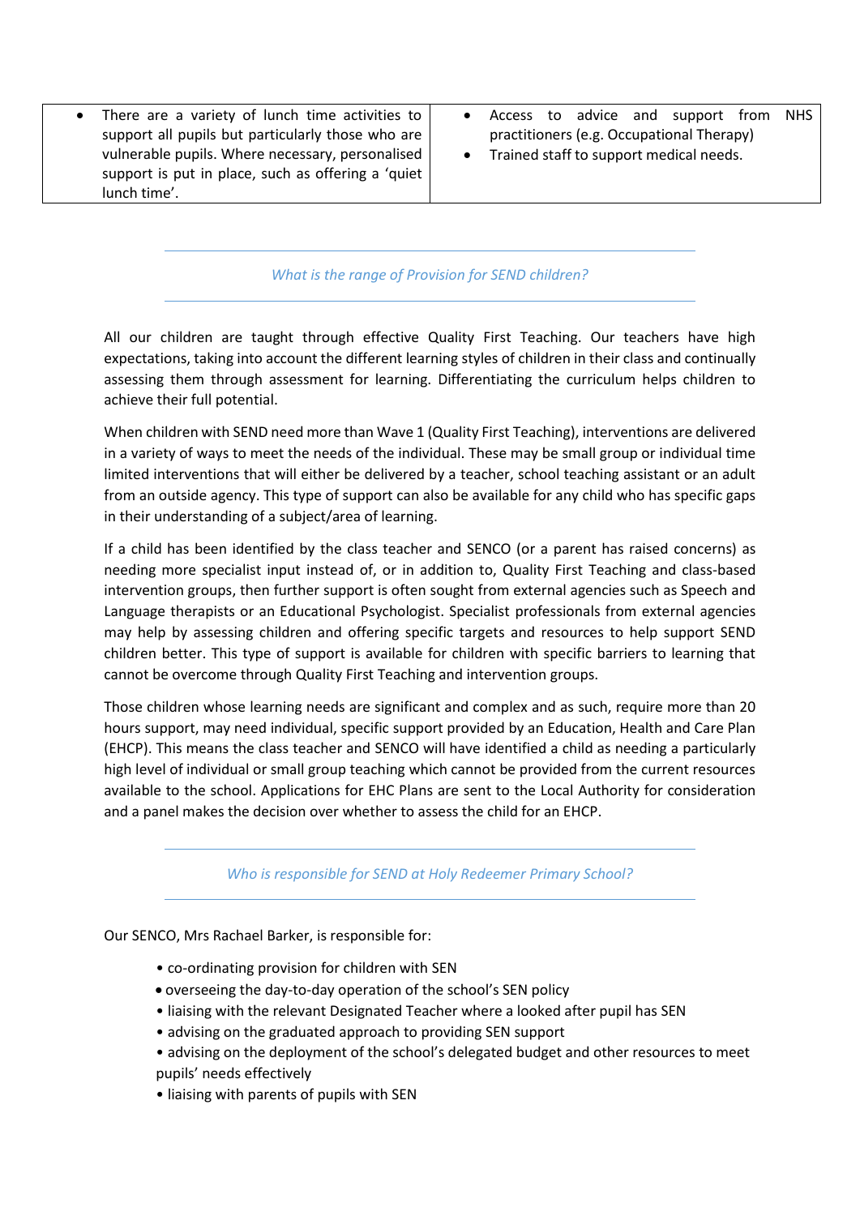| | |
|---|---|
| • There are a variety of lunch time activities to support all pupils but particularly those who are vulnerable pupils. Where necessary, personalised support is put in place, such as offering a 'quiet lunch time'. | • Access to advice and support from NHS practitioners (e.g. Occupational Therapy)<br>• Trained staff to support medical needs. |

## *What is the range of Provision for SEND children?*

All our children are taught through effective Quality First Teaching. Our teachers have high expectations, taking into account the different learning styles of children in their class and continually assessing them through assessment for learning. Differentiating the curriculum helps children to achieve their full potential.

When children with SEND need more than Wave 1 (Quality First Teaching), interventions are delivered in a variety of ways to meet the needs of the individual. These may be small group or individual time limited interventions that will either be delivered by a teacher, school teaching assistant or an adult from an outside agency. This type of support can also be available for any child who has specific gaps in their understanding of a subject/area of learning.

If a child has been identified by the class teacher and SENCO (or a parent has raised concerns) as needing more specialist input instead of, or in addition to, Quality First Teaching and class-based intervention groups, then further support is often sought from external agencies such as Speech and Language therapists or an Educational Psychologist. Specialist professionals from external agencies may help by assessing children and offering specific targets and resources to help support SEND children better. This type of support is available for children with specific barriers to learning that cannot be overcome through Quality First Teaching and intervention groups.

Those children whose learning needs are significant and complex and as such, require more than 20 hours support, may need individual, specific support provided by an Education, Health and Care Plan (EHCP). This means the class teacher and SENCO will have identified a child as needing a particularly high level of individual or small group teaching which cannot be provided from the current resources available to the school. Applications for EHC Plans are sent to the Local Authority for consideration and a panel makes the decision over whether to assess the child for an EHCP.

## *Who is responsible for SEND at Holy Redeemer Primary School?*

Our SENCO, Mrs Rachael Barker, is responsible for:

- co-ordinating provision for children with SEN
- overseeing the day-to-day operation of the school's SEN policy
- liaising with the relevant Designated Teacher where a looked after pupil has SEN
- advising on the graduated approach to providing SEN support
- advising on the deployment of the school's delegated budget and other resources to meet pupils' needs effectively
- liaising with parents of pupils with SEN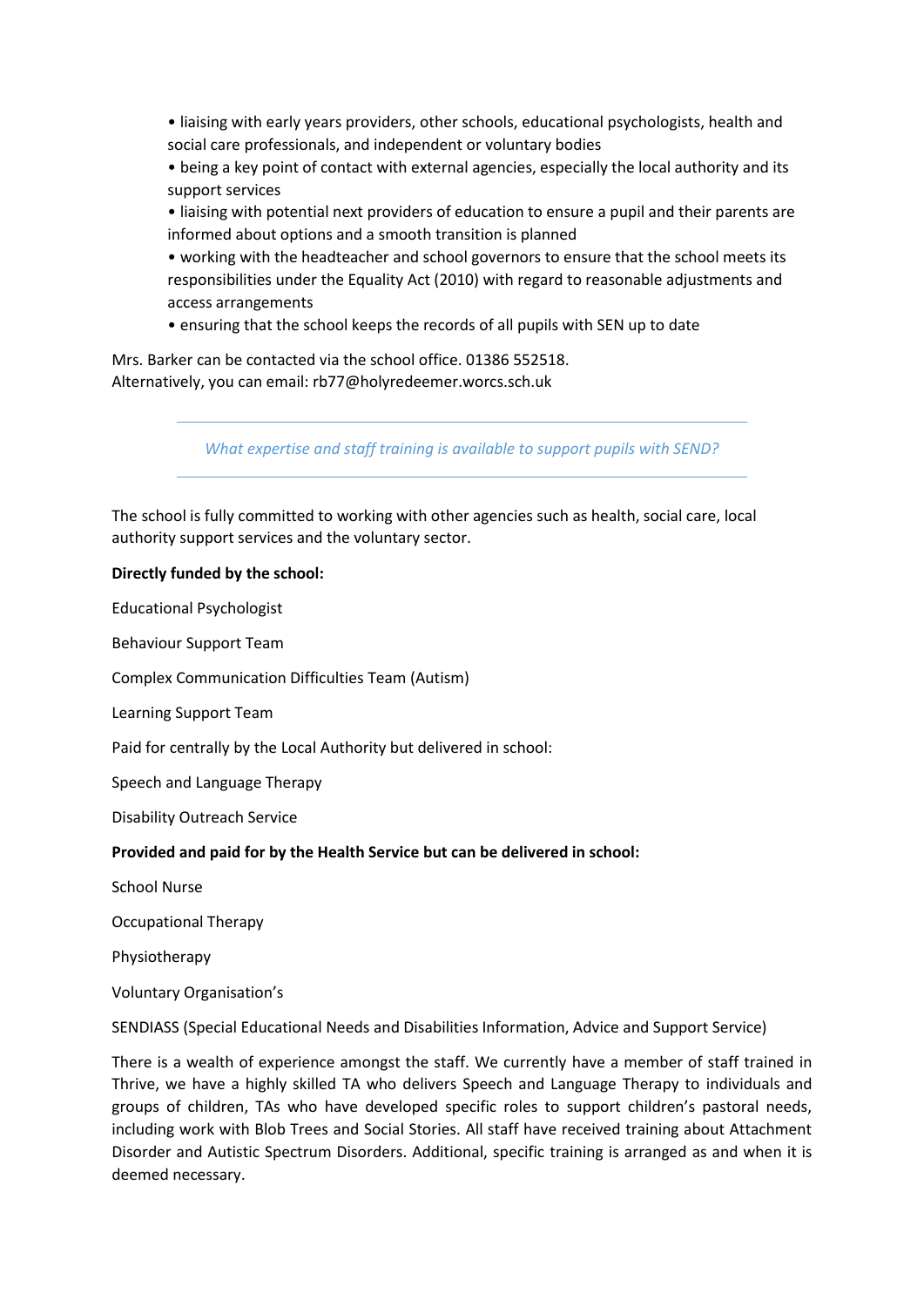- liaising with early years providers, other schools, educational psychologists, health and social care professionals, and independent or voluntary bodies
- being a key point of contact with external agencies, especially the local authority and its support services
- liaising with potential next providers of education to ensure a pupil and their parents are informed about options and a smooth transition is planned
- working with the headteacher and school governors to ensure that the school meets its responsibilities under the Equality Act (2010) with regard to reasonable adjustments and access arrangements
- ensuring that the school keeps the records of all pupils with SEN up to date

Mrs. Barker can be contacted via the school office. 01386 552518.
Alternatively, you can email: rb77@holyredeemer.worcs.sch.uk

## *What expertise and staff training is available to support pupils with SEND?*

The school is fully committed to working with other agencies such as health, social care, local authority support services and the voluntary sector.

**Directly funded by the school:**

Educational Psychologist

Behaviour Support Team

Complex Communication Difficulties Team (Autism)

Learning Support Team

Paid for centrally by the Local Authority but delivered in school:

Speech and Language Therapy

Disability Outreach Service

**Provided and paid for by the Health Service but can be delivered in school:**

School Nurse

Occupational Therapy

Physiotherapy

Voluntary Organisation's

SENDIASS (Special Educational Needs and Disabilities Information, Advice and Support Service)

There is a wealth of experience amongst the staff. We currently have a member of staff trained in Thrive, we have a highly skilled TA who delivers Speech and Language Therapy to individuals and groups of children, TAs who have developed specific roles to support children's pastoral needs, including work with Blob Trees and Social Stories. All staff have received training about Attachment Disorder and Autistic Spectrum Disorders. Additional, specific training is arranged as and when it is deemed necessary.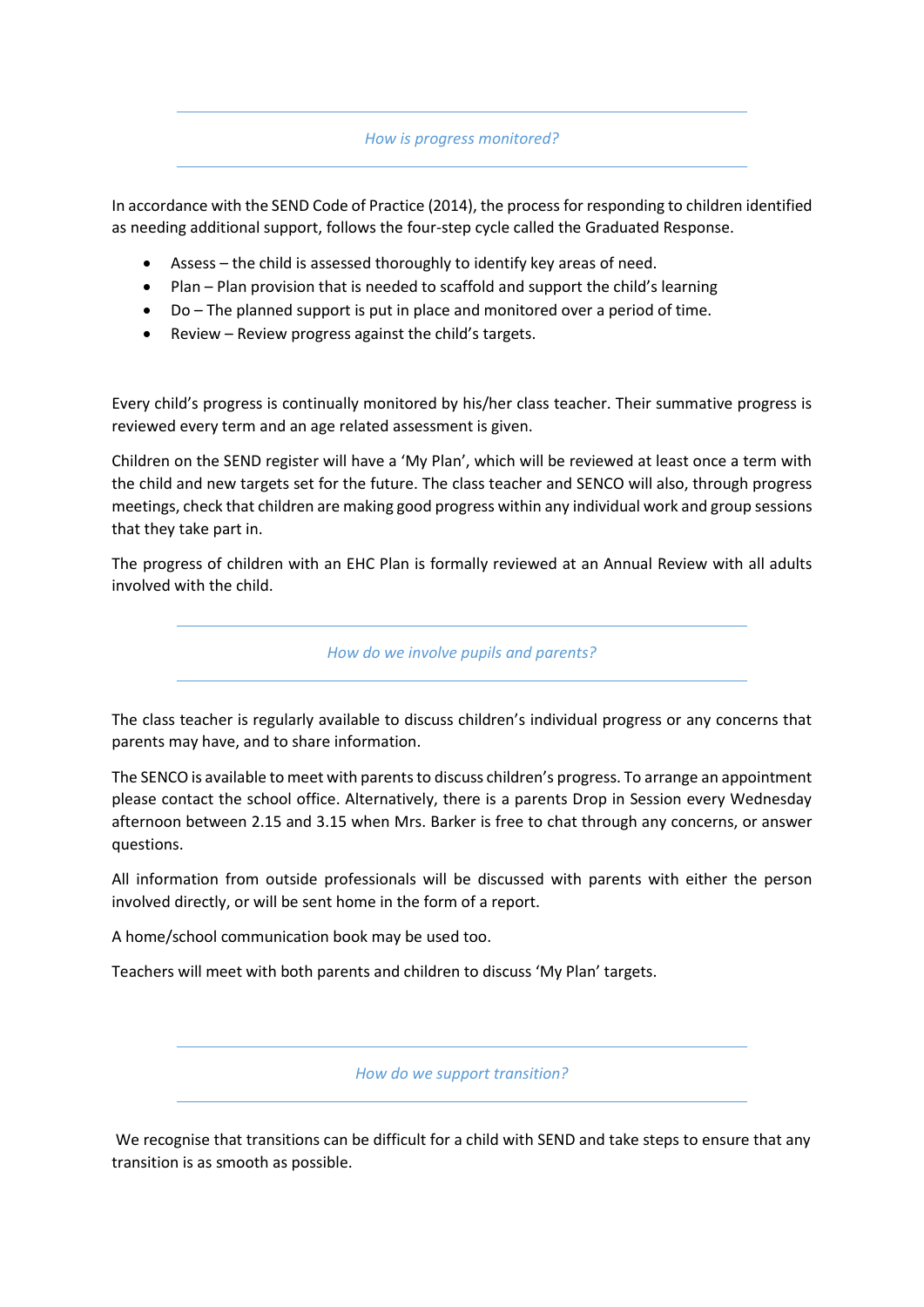## *How is progress monitored?*

In accordance with the SEND Code of Practice (2014), the process for responding to children identified as needing additional support, follows the four-step cycle called the Graduated Response.

- Assess – the child is assessed thoroughly to identify key areas of need.
- Plan – Plan provision that is needed to scaffold and support the child's learning
- Do – The planned support is put in place and monitored over a period of time.
- Review – Review progress against the child's targets.

Every child's progress is continually monitored by his/her class teacher. Their summative progress is reviewed every term and an age related assessment is given.

Children on the SEND register will have a 'My Plan', which will be reviewed at least once a term with the child and new targets set for the future. The class teacher and SENCO will also, through progress meetings, check that children are making good progress within any individual work and group sessions that they take part in.

The progress of children with an EHC Plan is formally reviewed at an Annual Review with all adults involved with the child.

## *How do we involve pupils and parents?*

The class teacher is regularly available to discuss children's individual progress or any concerns that parents may have, and to share information.

The SENCO is available to meet with parents to discuss children's progress. To arrange an appointment please contact the school office. Alternatively, there is a parents Drop in Session every Wednesday afternoon between 2.15 and 3.15 when Mrs. Barker is free to chat through any concerns, or answer questions.

All information from outside professionals will be discussed with parents with either the person involved directly, or will be sent home in the form of a report.

A home/school communication book may be used too.

Teachers will meet with both parents and children to discuss 'My Plan' targets.

## *How do we support transition?*

We recognise that transitions can be difficult for a child with SEND and take steps to ensure that any transition is as smooth as possible.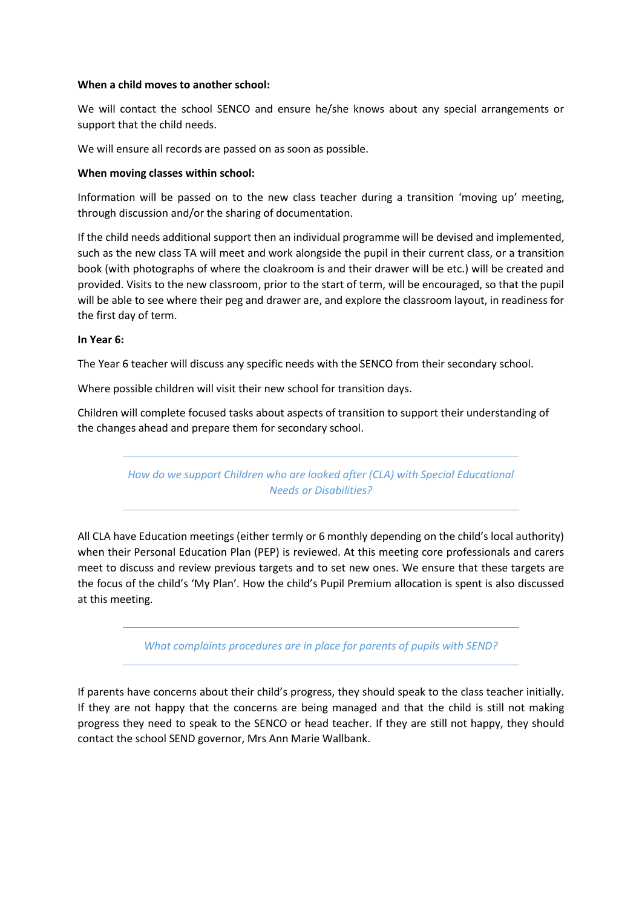**When a child moves to another school:**

We will contact the school SENCO and ensure he/she knows about any special arrangements or support that the child needs.

We will ensure all records are passed on as soon as possible.

**When moving classes within school:**

Information will be passed on to the new class teacher during a transition 'moving up' meeting, through discussion and/or the sharing of documentation.

If the child needs additional support then an individual programme will be devised and implemented, such as the new class TA will meet and work alongside the pupil in their current class, or a transition book (with photographs of where the cloakroom is and their drawer will be etc.) will be created and provided. Visits to the new classroom, prior to the start of term, will be encouraged, so that the pupil will be able to see where their peg and drawer are, and explore the classroom layout, in readiness for the first day of term.

**In Year 6:**

The Year 6 teacher will discuss any specific needs with the SENCO from their secondary school.

Where possible children will visit their new school for transition days.

Children will complete focused tasks about aspects of transition to support their understanding of the changes ahead and prepare them for secondary school.

## *How do we support Children who are looked after (CLA) with Special Educational Needs or Disabilities?*

All CLA have Education meetings (either termly or 6 monthly depending on the child's local authority) when their Personal Education Plan (PEP) is reviewed. At this meeting core professionals and carers meet to discuss and review previous targets and to set new ones. We ensure that these targets are the focus of the child's 'My Plan'. How the child's Pupil Premium allocation is spent is also discussed at this meeting.

## *What complaints procedures are in place for parents of pupils with SEND?*

If parents have concerns about their child's progress, they should speak to the class teacher initially. If they are not happy that the concerns are being managed and that the child is still not making progress they need to speak to the SENCO or head teacher. If they are still not happy, they should contact the school SEND governor, Mrs Ann Marie Wallbank.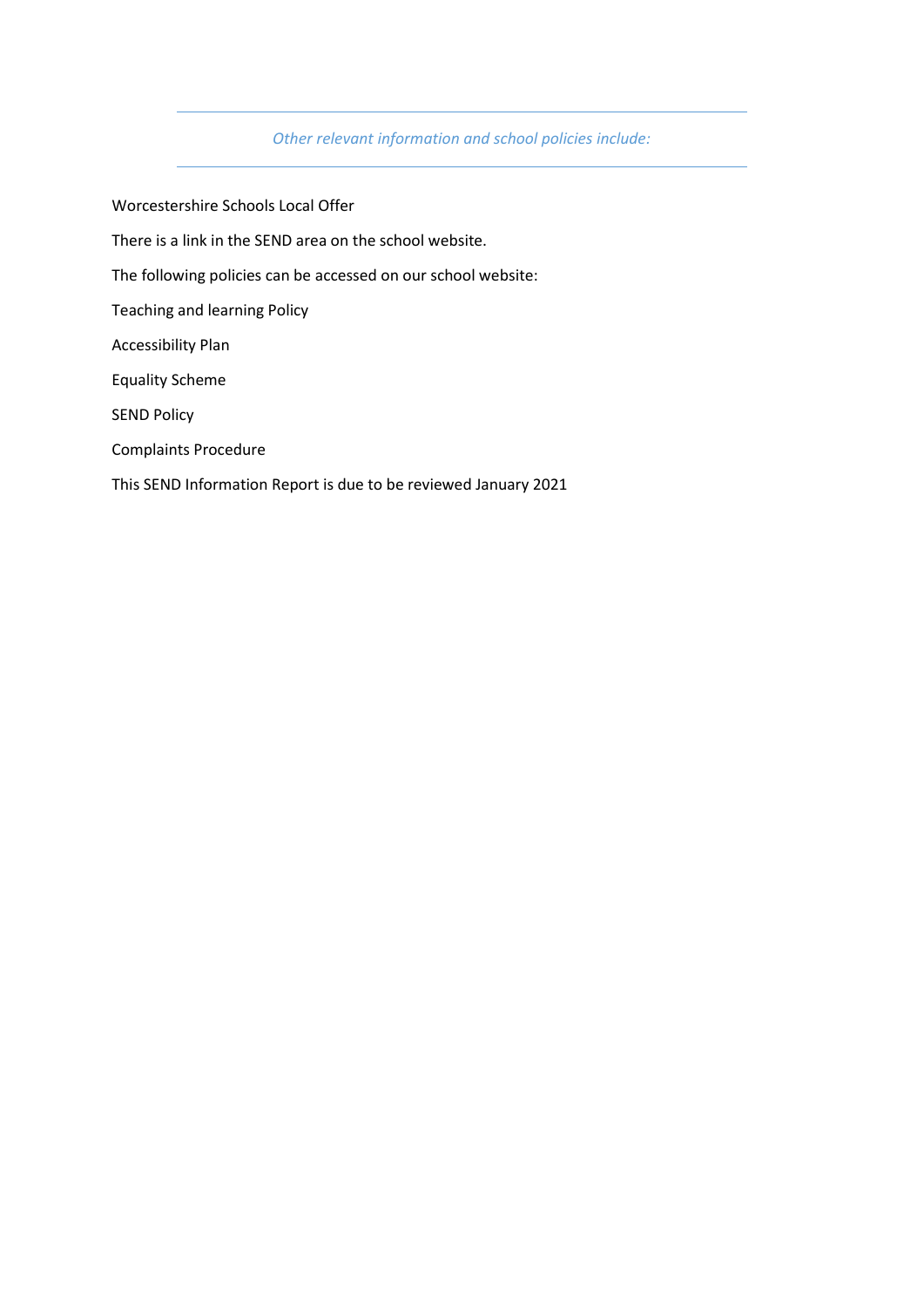*Other relevant information and school policies include:*

Worcestershire Schools Local Offer

There is a link in the SEND area on the school website.

The following policies can be accessed on our school website:

Teaching and learning Policy

Accessibility Plan

Equality Scheme

SEND Policy

Complaints Procedure

This SEND Information Report is due to be reviewed January 2021